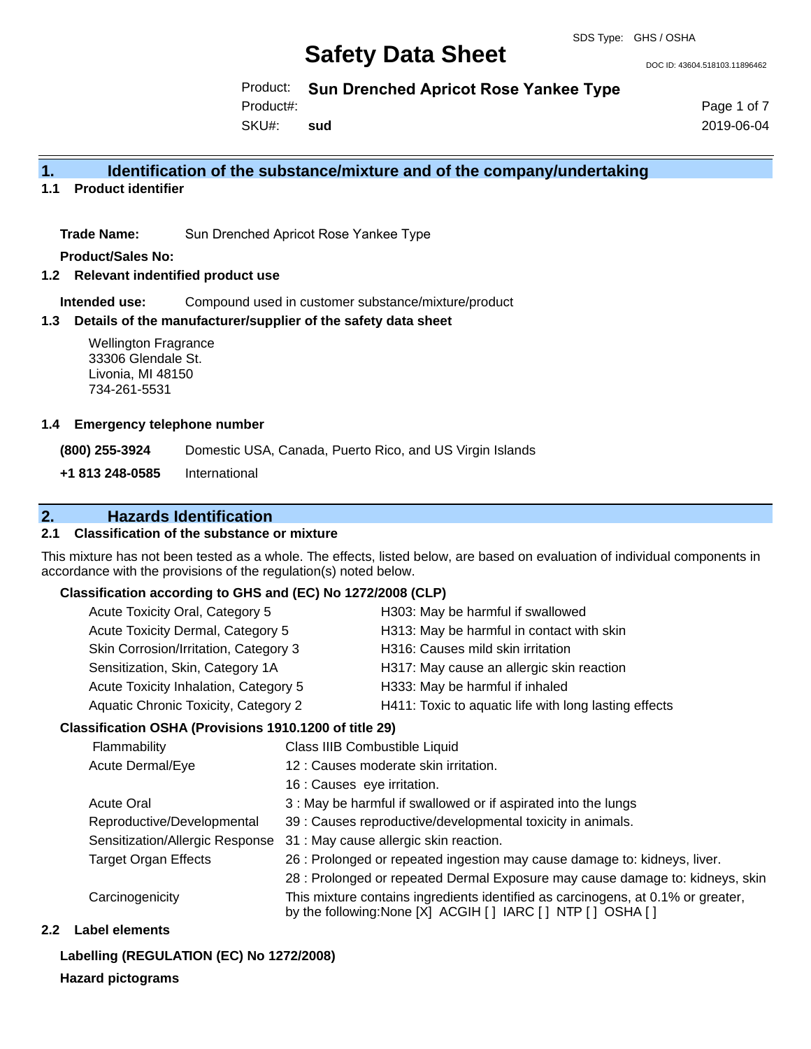SDS Type: GHS / OSHA

# Safety Data Sheet

DOC ID: 43604.518103.11896462

Product: **Sun Drenched Apricot Rose Yankee Type**
Product#:
SKU#: **sud**

2019-06-04

## 1. Identification of the substance/mixture and of the company/undertaking

### 1.1 Product identifier

**Trade Name:** Sun Drenched Apricot Rose Yankee Type

**Product/Sales No:**

### 1.2 Relevant indentified product use

**Intended use:** Compound used in customer substance/mixture/product

### 1.3 Details of the manufacturer/supplier of the safety data sheet

Wellington Fragrance
33306 Glendale St.
Livonia, MI 48150
734-261-5531

### 1.4 Emergency telephone number

**(800) 255-3924** Domestic USA, Canada, Puerto Rico, and US Virgin Islands

**+1 813 248-0585** International

## 2. Hazards Identification

### 2.1 Classification of the substance or mixture

This mixture has not been tested as a whole. The effects, listed below, are based on evaluation of individual components in accordance with the provisions of the regulation(s) noted below.

**Classification according to GHS and (EC) No 1272/2008 (CLP)**

| | |
|---|---|
| Acute Toxicity Oral, Category 5 | H303: May be harmful if swallowed |
| Acute Toxicity Dermal, Category 5 | H313: May be harmful in contact with skin |
| Skin Corrosion/Irritation, Category 3 | H316: Causes mild skin irritation |
| Sensitization, Skin, Category 1A | H317: May cause an allergic skin reaction |
| Acute Toxicity Inhalation, Category 5 | H333: May be harmful if inhaled |
| Aquatic Chronic Toxicity, Category 2 | H411: Toxic to aquatic life with long lasting effects |

**Classification OSHA (Provisions 1910.1200 of title 29)**

| | |
|---|---|
| Flammability | Class IIIB Combustible Liquid |
| Acute Dermal/Eye | 12 : Causes moderate skin irritation. |
| | 16 : Causes eye irritation. |
| Acute Oral | 3 : May be harmful if swallowed or if aspirated into the lungs |
| Reproductive/Developmental | 39 : Causes reproductive/developmental toxicity in animals. |
| Sensitization/Allergic Response | 31 : May cause allergic skin reaction. |
| Target Organ Effects | 26 : Prolonged or repeated ingestion may cause damage to: kidneys, liver. |
| | 28 : Prolonged or repeated Dermal Exposure may cause damage to: kidneys, skin |
| Carcinogenicity | This mixture contains ingredients identified as carcinogens, at 0.1% or greater, by the following:None [X] ACGIH [ ] IARC [ ] NTP [ ] OSHA [ ] |

### 2.2 Label elements

**Labelling (REGULATION (EC) No 1272/2008)**

**Hazard pictograms**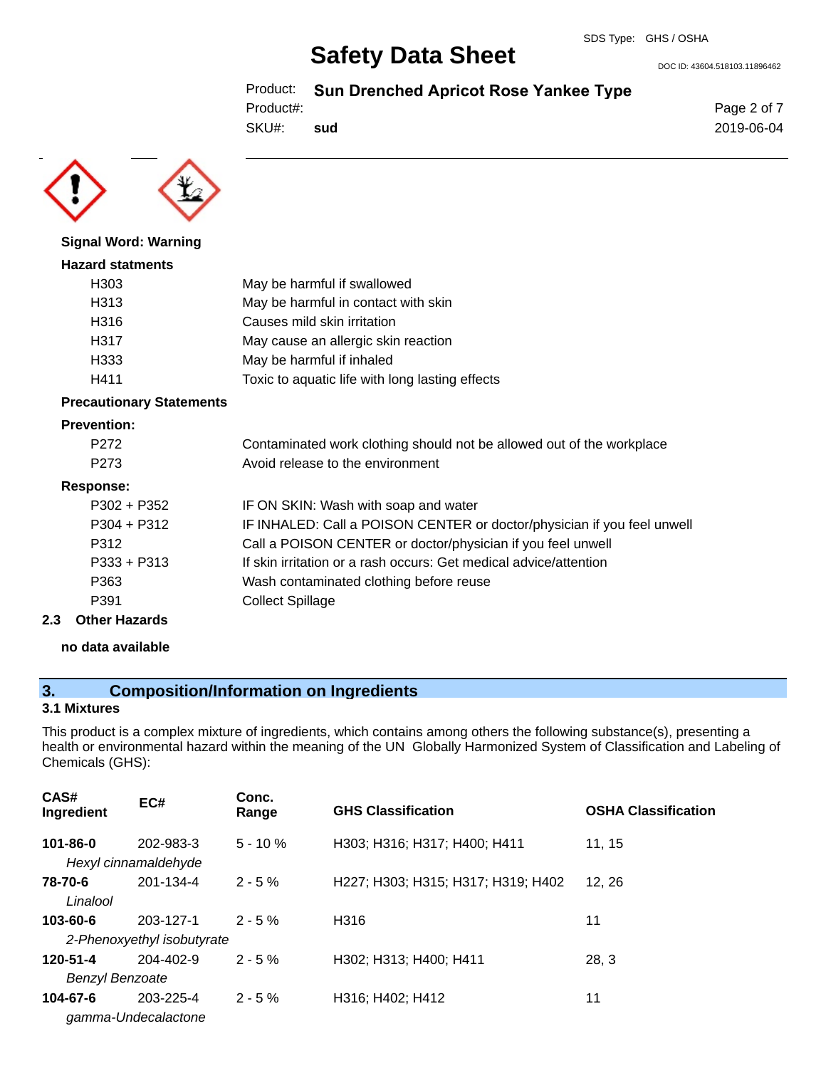**Signal Word: Warning**

**Hazard statments**

| | |
|---|---|
| H303 | May be harmful if swallowed |
| H313 | May be harmful in contact with skin |
| H316 | Causes mild skin irritation |
| H317 | May cause an allergic skin reaction |
| H333 | May be harmful if inhaled |
| H411 | Toxic to aquatic life with long lasting effects |

**Precautionary Statements**

**Prevention:**

| | |
|---|---|
| P272 | Contaminated work clothing should not be allowed out of the workplace |
| P273 | Avoid release to the environment |

**Response:**

| | |
|---|---|
| P302 + P352 | IF ON SKIN: Wash with soap and water |
| P304 + P312 | IF INHALED: Call a POISON CENTER or doctor/physician if you feel unwell |
| P312 | Call a POISON CENTER or doctor/physician if you feel unwell |
| P333 + P313 | If skin irritation or a rash occurs: Get medical advice/attention |
| P363 | Wash contaminated clothing before reuse |
| P391 | Collect Spillage |

### 2.3 Other Hazards

**no data available**

## 3. Composition/Information on Ingredients

### 3.1 Mixtures

This product is a complex mixture of ingredients, which contains among others the following substance(s), presenting a health or environmental hazard within the meaning of the UN Globally Harmonized System of Classification and Labeling of Chemicals (GHS):

| CAS# Ingredient | EC# | Conc. Range | GHS Classification | OSHA Classification |
|---|---|---|---|---|
| **101-86-0** *Hexyl cinnamaldehyde* | 202-983-3 | 5 - 10 % | H303; H316; H317; H400; H411 | 11, 15 |
| **78-70-6** *Linalool* | 201-134-4 | 2 - 5 % | H227; H303; H315; H317; H319; H402 | 12, 26 |
| **103-60-6** *2-Phenoxyethyl isobutyrate* | 203-127-1 | 2 - 5 % | H316 | 11 |
| **120-51-4** *Benzyl Benzoate* | 204-402-9 | 2 - 5 % | H302; H313; H400; H411 | 28, 3 |
| **104-67-6** *gamma-Undecalactone* | 203-225-4 | 2 - 5 % | H316; H402; H412 | 11 |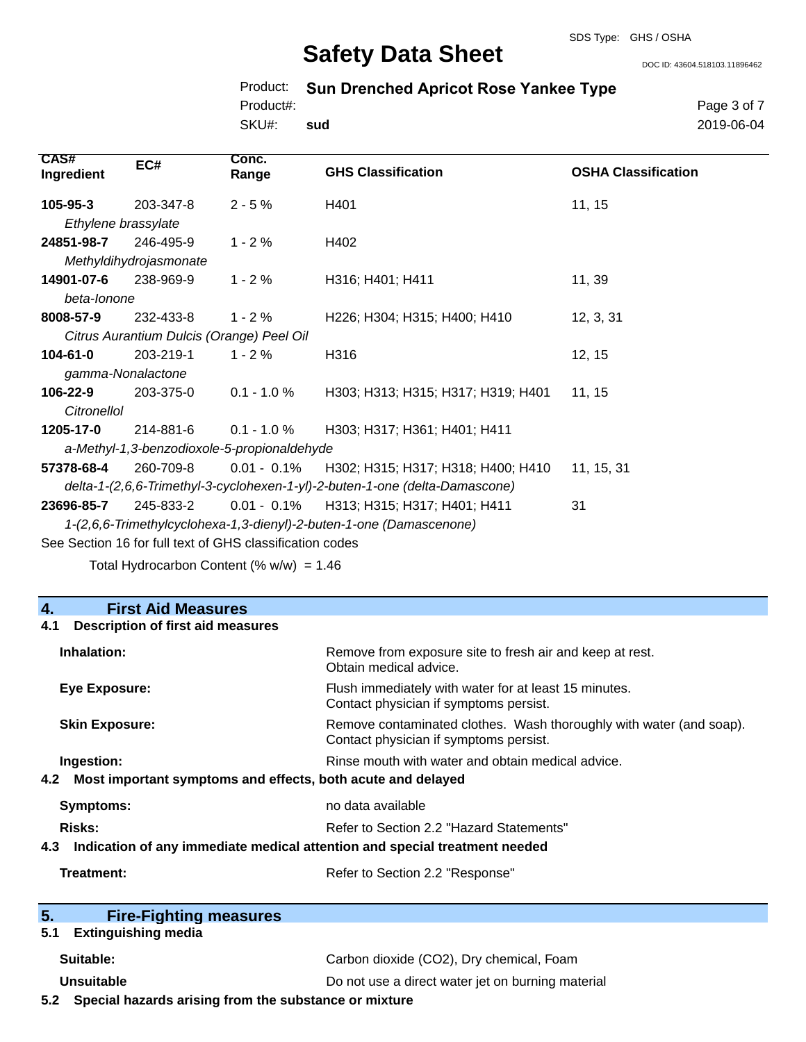| CAS# Ingredient | EC# | Conc. Range | GHS Classification | OSHA Classification |
|---|---|---|---|---|
| **105-95-3** | 203-347-8 | 2 - 5 % | H401 | 11, 15 |
| *Ethylene brassylate* | | | | |
| **24851-98-7** | 246-495-9 | 1 - 2 % | H402 | |
| *Methyldihydrojasmonate* | | | | |
| **14901-07-6** | 238-969-9 | 1 - 2 % | H316; H401; H411 | 11, 39 |
| *beta-Ionone* | | | | |
| **8008-57-9** | 232-433-8 | 1 - 2 % | H226; H304; H315; H400; H410 | 12, 3, 31 |
| *Citrus Aurantium Dulcis (Orange) Peel Oil* | | | | |
| **104-61-0** | 203-219-1 | 1 - 2 % | H316 | 12, 15 |
| *gamma-Nonalactone* | | | | |
| **106-22-9** | 203-375-0 | 0.1 - 1.0 % | H303; H313; H315; H317; H319; H401 | 11, 15 |
| *Citronellol* | | | | |
| **1205-17-0** | 214-881-6 | 0.1 - 1.0 % | H303; H317; H361; H401; H411 | |
| *a-Methyl-1,3-benzodioxole-5-propionaldehyde* | | | | |
| **57378-68-4** | 260-709-8 | 0.01 - 0.1% | H302; H315; H317; H318; H400; H410 | 11, 15, 31 |
| *delta-1-(2,6,6-Trimethyl-3-cyclohexen-1-yl)-2-buten-1-one (delta-Damascone)* | | | | |
| **23696-85-7** | 245-833-2 | 0.01 - 0.1% | H313; H315; H317; H401; H411 | 31 |
| *1-(2,6,6-Trimethylcyclohexa-1,3-dienyl)-2-buten-1-one (Damascenone)* | | | | |

See Section 16 for full text of GHS classification codes

Total Hydrocarbon Content (% w/w) = 1.46

## 4. First Aid Measures

### 4.1 Description of first aid measures

**Inhalation:** Remove from exposure site to fresh air and keep at rest. Obtain medical advice.

**Eye Exposure:** Flush immediately with water for at least 15 minutes. Contact physician if symptoms persist.

**Skin Exposure:** Remove contaminated clothes. Wash thoroughly with water (and soap). Contact physician if symptoms persist.

**Ingestion:** Rinse mouth with water and obtain medical advice.

### 4.2 Most important symptoms and effects, both acute and delayed

**Symptoms:** no data available

**Risks:** Refer to Section 2.2 "Hazard Statements"

### 4.3 Indication of any immediate medical attention and special treatment needed

**Treatment:** Refer to Section 2.2 "Response"

## 5. Fire-Fighting measures

### 5.1 Extinguishing media

**Suitable:** Carbon dioxide ($CO_2$), Dry chemical, Foam

**Unsuitable** Do not use a direct water jet on burning material

### 5.2 Special hazards arising from the substance or mixture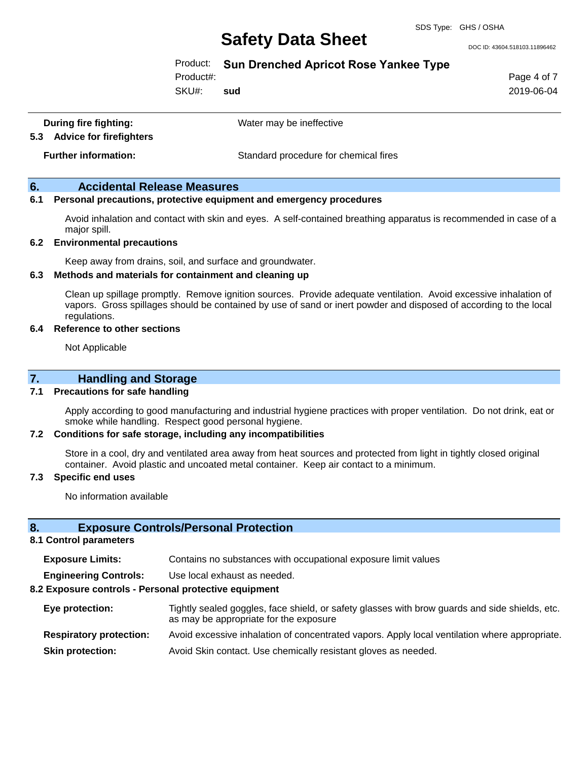**During fire fighting:** Water may be ineffective

**5.3 Advice for firefighters**

**Further information:** Standard procedure for chemical fires

## 6. Accidental Release Measures

### 6.1 Personal precautions, protective equipment and emergency procedures

Avoid inhalation and contact with skin and eyes. A self-contained breathing apparatus is recommended in case of a major spill.

### 6.2 Environmental precautions

Keep away from drains, soil, and surface and groundwater.

### 6.3 Methods and materials for containment and cleaning up

Clean up spillage promptly. Remove ignition sources. Provide adequate ventilation. Avoid excessive inhalation of vapors. Gross spillages should be contained by use of sand or inert powder and disposed of according to the local regulations.

### 6.4 Reference to other sections

Not Applicable

## 7. Handling and Storage

### 7.1 Precautions for safe handling

Apply according to good manufacturing and industrial hygiene practices with proper ventilation. Do not drink, eat or smoke while handling. Respect good personal hygiene.

### 7.2 Conditions for safe storage, including any incompatibilities

Store in a cool, dry and ventilated area away from heat sources and protected from light in tightly closed original container. Avoid plastic and uncoated metal container. Keep air contact to a minimum.

### 7.3 Specific end uses

No information available

## 8. Exposure Controls/Personal Protection

### 8.1 Control parameters

**Exposure Limits:** Contains no substances with occupational exposure limit values

**Engineering Controls:** Use local exhaust as needed.

### 8.2 Exposure controls - Personal protective equipment

**Eye protection:** Tightly sealed goggles, face shield, or safety glasses with brow guards and side shields, etc. as may be appropriate for the exposure

**Respiratory protection:** Avoid excessive inhalation of concentrated vapors. Apply local ventilation where appropriate.

**Skin protection:** Avoid Skin contact. Use chemically resistant gloves as needed.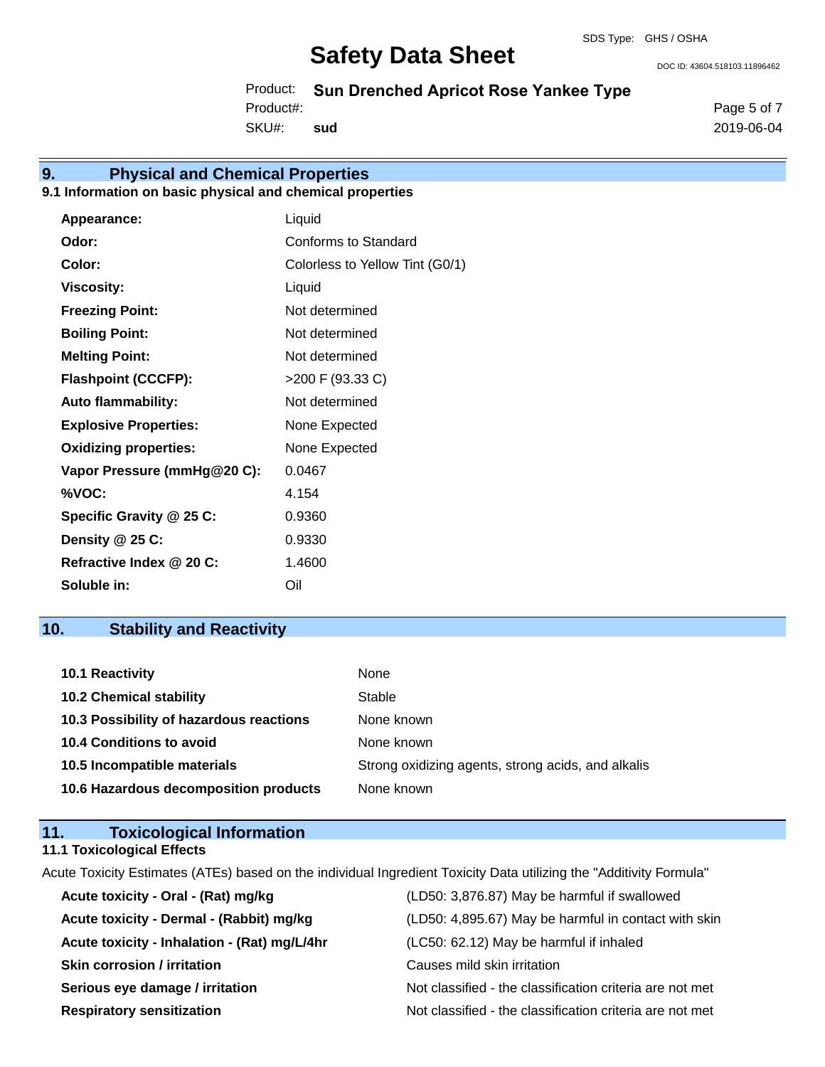## 9. Physical and Chemical Properties

### 9.1 Information on basic physical and chemical properties

| | |
|---|---|
| **Appearance:** | Liquid |
| **Odor:** | Conforms to Standard |
| **Color:** | Colorless to Yellow Tint (G0/1) |
| **Viscosity:** | Liquid |
| **Freezing Point:** | Not determined |
| **Boiling Point:** | Not determined |
| **Melting Point:** | Not determined |
| **Flashpoint (CCCFP):** | >200 F (93.33 C) |
| **Auto flammability:** | Not determined |
| **Explosive Properties:** | None Expected |
| **Oxidizing properties:** | None Expected |
| **Vapor Pressure (mmHg@20 C):** | 0.0467 |
| **%VOC:** | 4.154 |
| **Specific Gravity @ 25 C:** | 0.9360 |
| **Density @ 25 C:** | 0.9330 |
| **Refractive Index @ 20 C:** | 1.4600 |
| **Soluble in:** | Oil |

## 10. Stability and Reactivity

| | |
|---|---|
| **10.1 Reactivity** | None |
| **10.2 Chemical stability** | Stable |
| **10.3 Possibility of hazardous reactions** | None known |
| **10.4 Conditions to avoid** | None known |
| **10.5 Incompatible materials** | Strong oxidizing agents, strong acids, and alkalis |
| **10.6 Hazardous decomposition products** | None known |

## 11. Toxicological Information

### 11.1 Toxicological Effects

Acute Toxicity Estimates (ATEs) based on the individual Ingredient Toxicity Data utilizing the "Additivity Formula"

| | |
|---|---|
| **Acute toxicity - Oral - (Rat) mg/kg** | (LD50: 3,876.87) May be harmful if swallowed |
| **Acute toxicity - Dermal - (Rabbit) mg/kg** | (LD50: 4,895.67) May be harmful in contact with skin |
| **Acute toxicity - Inhalation - (Rat) mg/L/4hr** | (LC50: 62.12) May be harmful if inhaled |
| **Skin corrosion / irritation** | Causes mild skin irritation |
| **Serious eye damage / irritation** | Not classified - the classification criteria are not met |
| **Respiratory sensitization** | Not classified - the classification criteria are not met |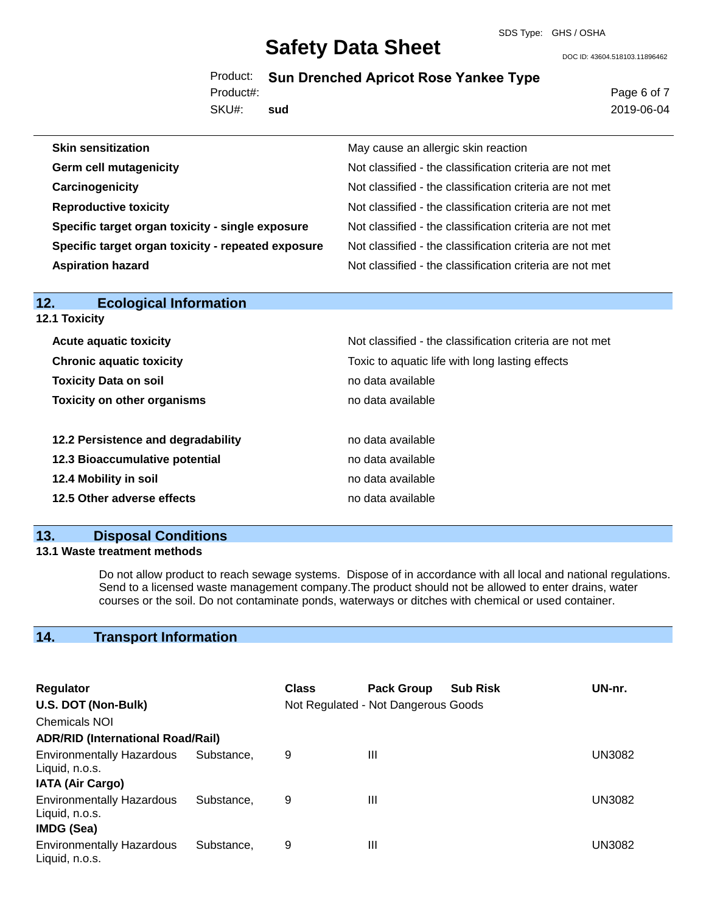| | |
|---|---|
| **Skin sensitization** | May cause an allergic skin reaction |
| **Germ cell mutagenicity** | Not classified - the classification criteria are not met |
| **Carcinogenicity** | Not classified - the classification criteria are not met |
| **Reproductive toxicity** | Not classified - the classification criteria are not met |
| **Specific target organ toxicity - single exposure** | Not classified - the classification criteria are not met |
| **Specific target organ toxicity - repeated exposure** | Not classified - the classification criteria are not met |
| **Aspiration hazard** | Not classified - the classification criteria are not met |

## 12. Ecological Information

### 12.1 Toxicity

| | |
|---|---|
| **Acute aquatic toxicity** | Not classified - the classification criteria are not met |
| **Chronic aquatic toxicity** | Toxic to aquatic life with long lasting effects |
| **Toxicity Data on soil** | no data available |
| **Toxicity on other organisms** | no data available |

| | |
|---|---|
| **12.2 Persistence and degradability** | no data available |
| **12.3 Bioaccumulative potential** | no data available |
| **12.4 Mobility in soil** | no data available |
| **12.5 Other adverse effects** | no data available |

## 13. Disposal Conditions

### 13.1 Waste treatment methods

Do not allow product to reach sewage systems. Dispose of in accordance with all local and national regulations. Send to a licensed waste management company.The product should not be allowed to enter drains, water courses or the soil. Do not contaminate ponds, waterways or ditches with chemical or used container.

## 14. Transport Information

| Regulator | Class | Pack Group | Sub Risk | UN-nr. |
|---|---|---|---|---|
| **U.S. DOT (Non-Bulk)** | Not Regulated - Not Dangerous Goods | | | |
| Chemicals NOI | | | | |
| **ADR/RID (International Road/Rail)** | | | | |
| Environmentally Hazardous Substance, Liquid, n.o.s. | 9 | III | | UN3082 |
| **IATA (Air Cargo)** | | | | |
| Environmentally Hazardous Substance, Liquid, n.o.s. | 9 | III | | UN3082 |
| **IMDG (Sea)** | | | | |
| Environmentally Hazardous Substance, Liquid, n.o.s. | 9 | III | | UN3082 |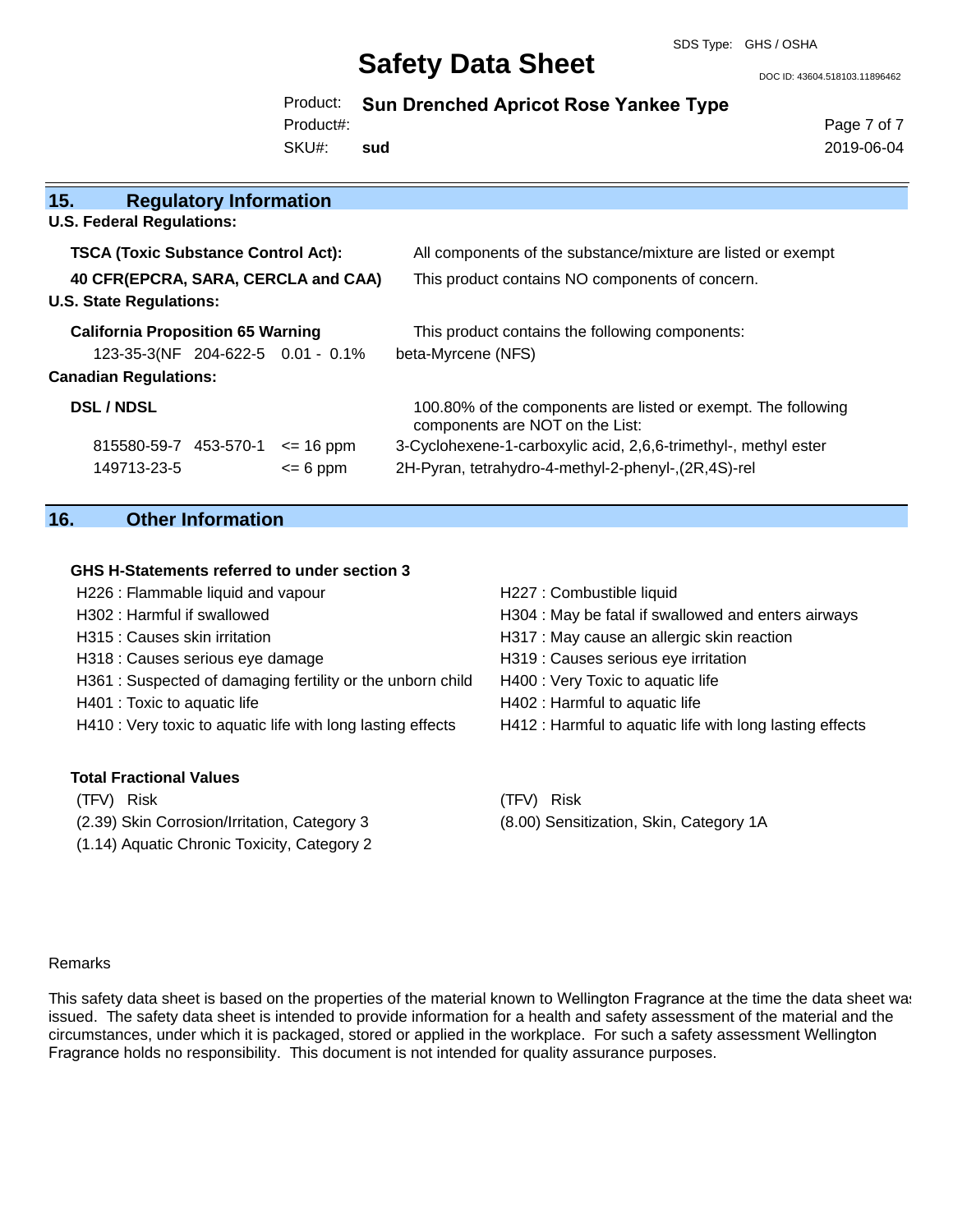## 15. Regulatory Information

**U.S. Federal Regulations:**

| | |
|---|---|
| **TSCA (Toxic Substance Control Act):** | All components of the substance/mixture are listed or exempt |
| **40 CFR(EPCRA, SARA, CERCLA and CAA)** | This product contains NO components of concern. |

**U.S. State Regulations:**

**California Proposition 65 Warning** — This product contains the following components:

| | | | |
|---|---|---|---|
| 123-35-3(NF | 204-622-5 | 0.01 - 0.1% | beta-Myrcene (NFS) |

**Canadian Regulations:**

**DSL / NDSL** — 100.80% of the components are listed or exempt. The following components are NOT on the List:

| | | | |
|---|---|---|---|
| 815580-59-7 | 453-570-1 | <= 16 ppm | 3-Cyclohexene-1-carboxylic acid, 2,6,6-trimethyl-, methyl ester |
| 149713-23-5 | | <= 6 ppm | 2H-Pyran, tetrahydro-4-methyl-2-phenyl-,(2R,4S)-rel |

## 16. Other Information

**GHS H-Statements referred to under section 3**

- H226 : Flammable liquid and vapour
- H227 : Combustible liquid
- H302 : Harmful if swallowed
- H304 : May be fatal if swallowed and enters airways
- H315 : Causes skin irritation
- H317 : May cause an allergic skin reaction
- H318 : Causes serious eye damage
- H319 : Causes serious eye irritation
- H361 : Suspected of damaging fertility or the unborn child
- H400 : Very Toxic to aquatic life
- H401 : Toxic to aquatic life
- H402 : Harmful to aquatic life
- H410 : Very toxic to aquatic life with long lasting effects
- H412 : Harmful to aquatic life with long lasting effects

**Total Fractional Values**

| (TFV) | Risk |
|---|---|
| (2.39) | Skin Corrosion/Irritation, Category 3 |
| (8.00) | Sensitization, Skin, Category 1A |
| (1.14) | Aquatic Chronic Toxicity, Category 2 |

Remarks

This safety data sheet is based on the properties of the material known to Wellington Fragrance at the time the data sheet was issued. The safety data sheet is intended to provide information for a health and safety assessment of the material and the circumstances, under which it is packaged, stored or applied in the workplace. For such a safety assessment Wellington Fragrance holds no responsibility. This document is not intended for quality assurance purposes.